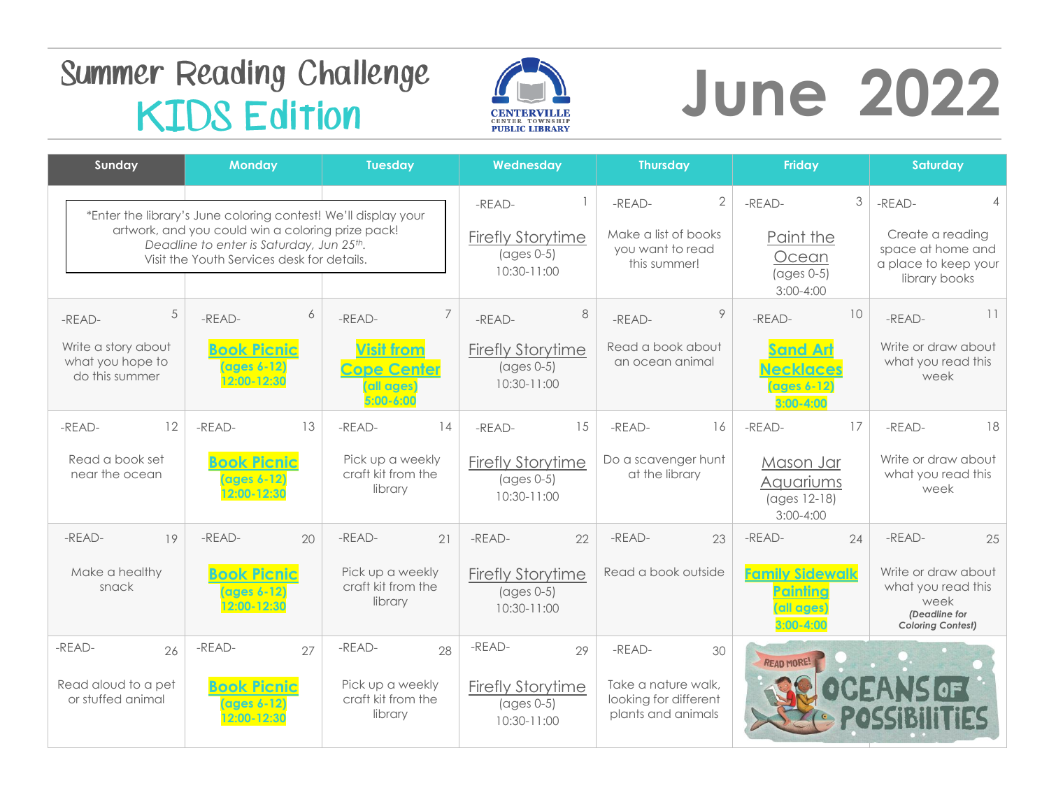# Summer Reading Challenge
## KIDS Edition

CENTERVILLE CENTER TOWNSHIP PUBLIC LIBRARY

# June 2022

| Sunday | Monday | Tuesday | Wednesday | Thursday | Friday | Saturday |
|---|---|---|---|---|---|---|
| *Enter the library's June coloring contest! We'll display your artwork, and you could win a coloring prize pack! *Deadline to enter is Saturday, Jun 25th.* Visit the Youth Services desk for details. | | | 1 -READ- Firefly Storytime (ages 0-5) 10:30-11:00 | 2 -READ- Make a list of books you want to read this summer! | 3 -READ- Paint the Ocean (ages 0-5) 3:00-4:00 | 4 -READ- Create a reading space at home and a place to keep your library books |
| 5 -READ- Write a story about what you hope to do this summer | 6 -READ- **Book Picnic (ages 6-12) 12:00-12:30** | 7 -READ- **Visit from Cope Center (all ages) 5:00-6:00** | 8 -READ- Firefly Storytime (ages 0-5) 10:30-11:00 | 9 -READ- Read a book about an ocean animal | 10 -READ- **Sand Art Necklaces (ages 6-12) 3:00-4:00** | 11 -READ- Write or draw about what you read this week |
| 12 -READ- Read a book set near the ocean | 13 -READ- **Book Picnic (ages 6-12) 12:00-12:30** | 14 -READ- Pick up a weekly craft kit from the library | 15 -READ- Firefly Storytime (ages 0-5) 10:30-11:00 | 16 -READ- Do a scavenger hunt at the library | 17 -READ- Mason Jar Aquariums (ages 12-18) 3:00-4:00 | 18 -READ- Write or draw about what you read this week |
| 19 -READ- Make a healthy snack | 20 -READ- **Book Picnic (ages 6-12) 12:00-12:30** | 21 -READ- Pick up a weekly craft kit from the library | 22 -READ- Firefly Storytime (ages 0-5) 10:30-11:00 | 23 -READ- Read a book outside | 24 -READ- **Family Sidewalk Painting (all ages) 3:00-4:00** | 25 -READ- Write or draw about what you read this week ***(Deadline for Coloring Contest)*** |
| 26 -READ- Read aloud to a pet or stuffed animal | 27 -READ- **Book Picnic (ages 6-12) 12:00-12:30** | 28 -READ- Pick up a weekly craft kit from the library | 29 -READ- Firefly Storytime (ages 0-5) 10:30-11:00 | 30 -READ- Take a nature walk, looking for different plants and animals | READ MORE! OCEANS OF POSSIBILITIES | |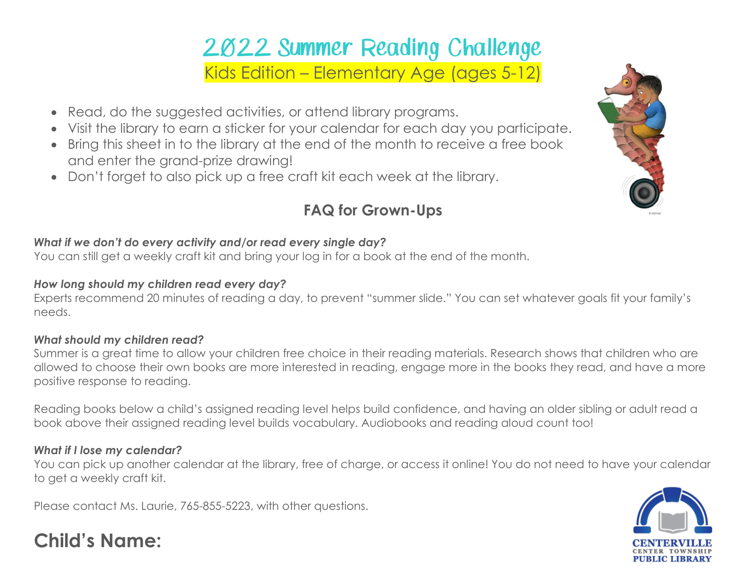# 2022 Summer Reading Challenge

Kids Edition – Elementary Age (ages 5-12)

- Read, do the suggested activities, or attend library programs.
- Visit the library to earn a sticker for your calendar for each day you participate.
- Bring this sheet in to the library at the end of the month to receive a free book and enter the grand-prize drawing!
- Don't forget to also pick up a free craft kit each week at the library.

## FAQ for Grown-Ups

***What if we don't do every activity and/or read every single day?***
You can still get a weekly craft kit and bring your log in for a book at the end of the month.

***How long should my children read every day?***
Experts recommend 20 minutes of reading a day, to prevent "summer slide." You can set whatever goals fit your family's needs.

***What should my children read?***
Summer is a great time to allow your children free choice in their reading materials. Research shows that children who are allowed to choose their own books are more interested in reading, engage more in the books they read, and have a more positive response to reading.

Reading books below a child's assigned reading level helps build confidence, and having an older sibling or adult read a book above their assigned reading level builds vocabulary. Audiobooks and reading aloud count too!

***What if I lose my calendar?***
You can pick up another calendar at the library, free of charge, or access it online! You do not need to have your calendar to get a weekly craft kit.

Please contact Ms. Laurie, 765-855-5223, with other questions.

## Child's Name:

CENTERVILLE
CENTER TOWNSHIP
PUBLIC LIBRARY